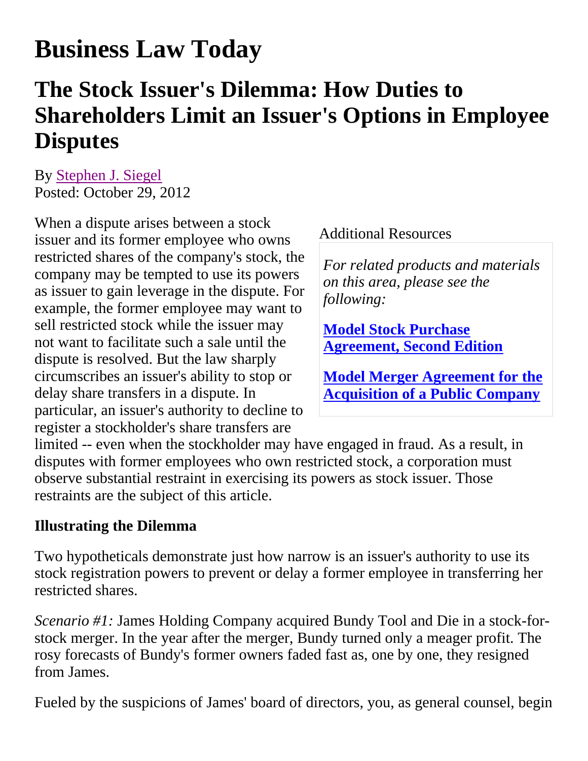# Business Law Today

## The Stock Issuer's Dilemma: How Duties to Shareholders Limit an Issuer's Options in Employee Disputes

By Stephen J. Siegel
Posted: October 29, 2012

Additional Resources

*For related products and materials on this area, please see the following:*

**Model Stock Purchase Agreement, Second Edition**

**Model Merger Agreement for the Acquisition of a Public Company**

When a dispute arises between a stock issuer and its former employee who owns restricted shares of the company's stock, the company may be tempted to use its powers as issuer to gain leverage in the dispute. For example, the former employee may want to sell restricted stock while the issuer may not want to facilitate such a sale until the dispute is resolved. But the law sharply circumscribes an issuer's ability to stop or delay share transfers in a dispute. In particular, an issuer's authority to decline to register a stockholder's share transfers are limited -- even when the stockholder may have engaged in fraud. As a result, in disputes with former employees who own restricted stock, a corporation must observe substantial restraint in exercising its powers as stock issuer. Those restraints are the subject of this article.

**Illustrating the Dilemma**

Two hypotheticals demonstrate just how narrow is an issuer's authority to use its stock registration powers to prevent or delay a former employee in transferring her restricted shares.

*Scenario #1:* James Holding Company acquired Bundy Tool and Die in a stock-for-stock merger. In the year after the merger, Bundy turned only a meager profit. The rosy forecasts of Bundy's former owners faded fast as, one by one, they resigned from James.

Fueled by the suspicions of James' board of directors, you, as general counsel, begin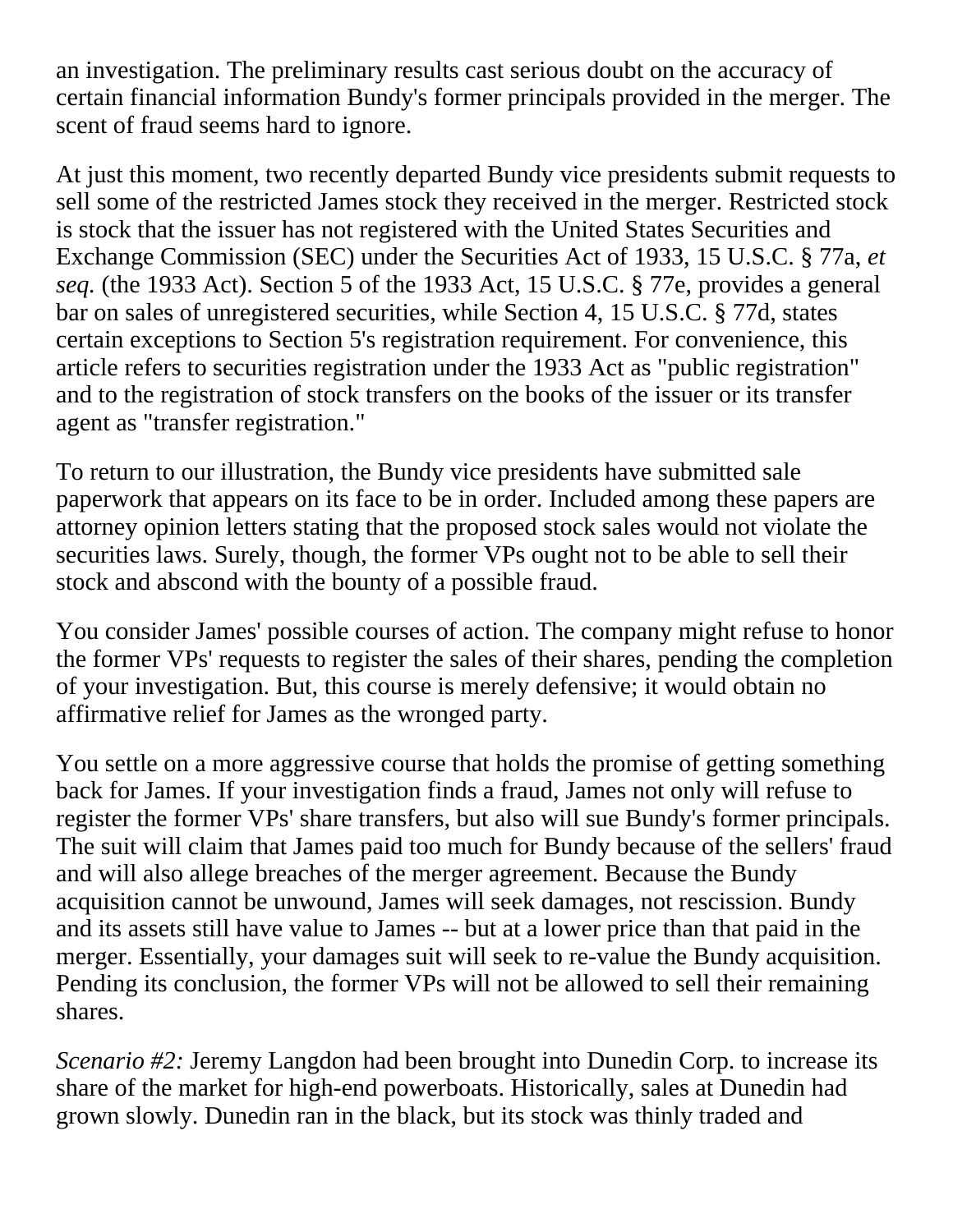an investigation. The preliminary results cast serious doubt on the accuracy of certain financial information Bundy's former principals provided in the merger. The scent of fraud seems hard to ignore.

At just this moment, two recently departed Bundy vice presidents submit requests to sell some of the restricted James stock they received in the merger. Restricted stock is stock that the issuer has not registered with the United States Securities and Exchange Commission (SEC) under the Securities Act of 1933, 15 U.S.C. § 77a, *et seq.* (the 1933 Act). Section 5 of the 1933 Act, 15 U.S.C. § 77e, provides a general bar on sales of unregistered securities, while Section 4, 15 U.S.C. § 77d, states certain exceptions to Section 5's registration requirement. For convenience, this article refers to securities registration under the 1933 Act as "public registration" and to the registration of stock transfers on the books of the issuer or its transfer agent as "transfer registration."

To return to our illustration, the Bundy vice presidents have submitted sale paperwork that appears on its face to be in order. Included among these papers are attorney opinion letters stating that the proposed stock sales would not violate the securities laws. Surely, though, the former VPs ought not to be able to sell their stock and abscond with the bounty of a possible fraud.

You consider James' possible courses of action. The company might refuse to honor the former VPs' requests to register the sales of their shares, pending the completion of your investigation. But, this course is merely defensive; it would obtain no affirmative relief for James as the wronged party.

You settle on a more aggressive course that holds the promise of getting something back for James. If your investigation finds a fraud, James not only will refuse to register the former VPs' share transfers, but also will sue Bundy's former principals. The suit will claim that James paid too much for Bundy because of the sellers' fraud and will also allege breaches of the merger agreement. Because the Bundy acquisition cannot be unwound, James will seek damages, not rescission. Bundy and its assets still have value to James -- but at a lower price than that paid in the merger. Essentially, your damages suit will seek to re-value the Bundy acquisition. Pending its conclusion, the former VPs will not be allowed to sell their remaining shares.

*Scenario #2:* Jeremy Langdon had been brought into Dunedin Corp. to increase its share of the market for high-end powerboats. Historically, sales at Dunedin had grown slowly. Dunedin ran in the black, but its stock was thinly traded and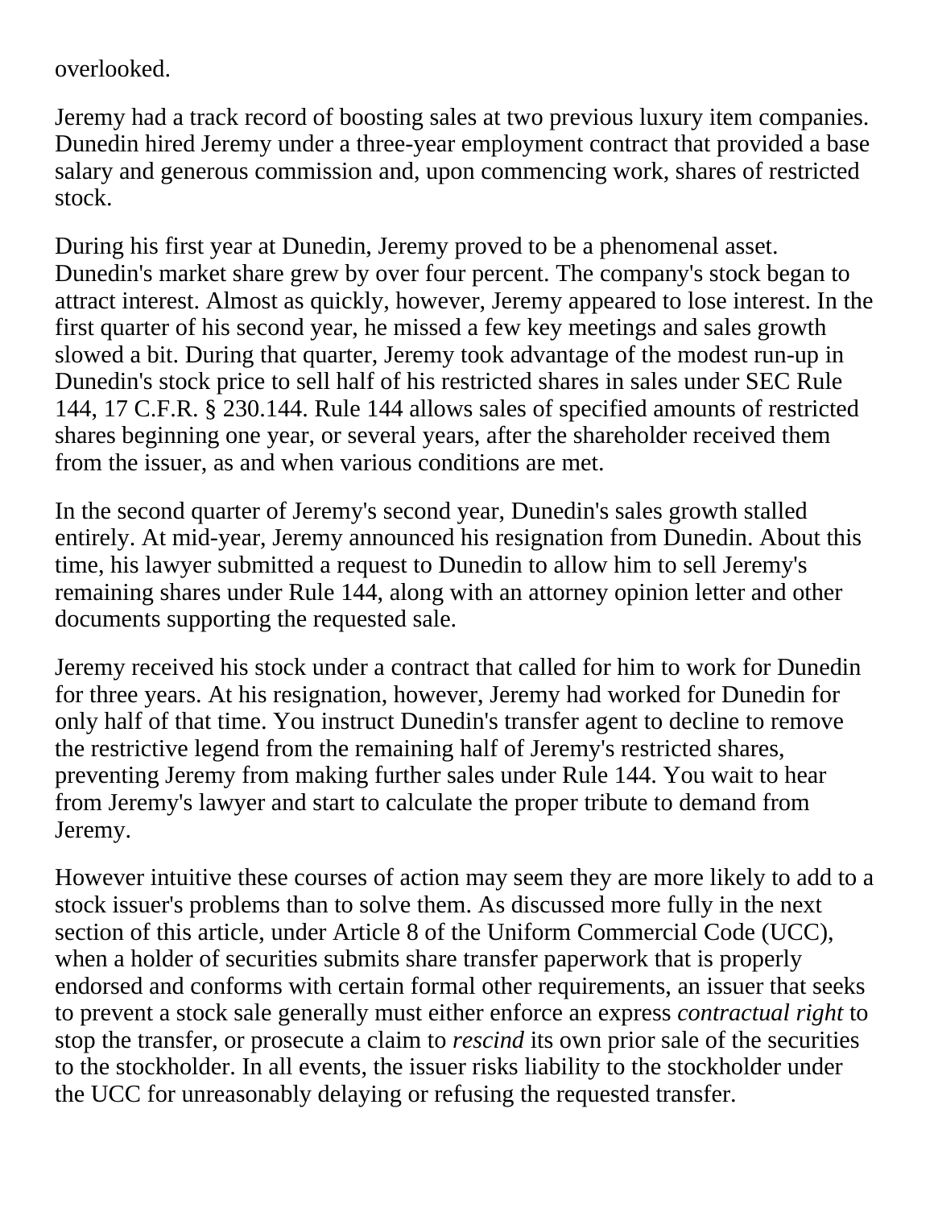overlooked.

Jeremy had a track record of boosting sales at two previous luxury item companies. Dunedin hired Jeremy under a three-year employment contract that provided a base salary and generous commission and, upon commencing work, shares of restricted stock.

During his first year at Dunedin, Jeremy proved to be a phenomenal asset. Dunedin's market share grew by over four percent. The company's stock began to attract interest. Almost as quickly, however, Jeremy appeared to lose interest. In the first quarter of his second year, he missed a few key meetings and sales growth slowed a bit. During that quarter, Jeremy took advantage of the modest run-up in Dunedin's stock price to sell half of his restricted shares in sales under SEC Rule 144, 17 C.F.R. § 230.144. Rule 144 allows sales of specified amounts of restricted shares beginning one year, or several years, after the shareholder received them from the issuer, as and when various conditions are met.

In the second quarter of Jeremy's second year, Dunedin's sales growth stalled entirely. At mid-year, Jeremy announced his resignation from Dunedin. About this time, his lawyer submitted a request to Dunedin to allow him to sell Jeremy's remaining shares under Rule 144, along with an attorney opinion letter and other documents supporting the requested sale.

Jeremy received his stock under a contract that called for him to work for Dunedin for three years. At his resignation, however, Jeremy had worked for Dunedin for only half of that time. You instruct Dunedin's transfer agent to decline to remove the restrictive legend from the remaining half of Jeremy's restricted shares, preventing Jeremy from making further sales under Rule 144. You wait to hear from Jeremy's lawyer and start to calculate the proper tribute to demand from Jeremy.

However intuitive these courses of action may seem they are more likely to add to a stock issuer's problems than to solve them. As discussed more fully in the next section of this article, under Article 8 of the Uniform Commercial Code (UCC), when a holder of securities submits share transfer paperwork that is properly endorsed and conforms with certain formal other requirements, an issuer that seeks to prevent a stock sale generally must either enforce an express *contractual right* to stop the transfer, or prosecute a claim to *rescind* its own prior sale of the securities to the stockholder. In all events, the issuer risks liability to the stockholder under the UCC for unreasonably delaying or refusing the requested transfer.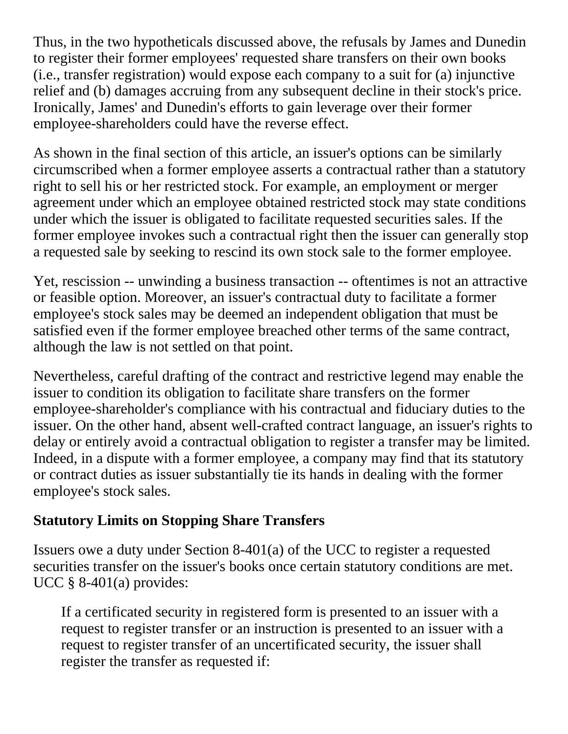Thus, in the two hypotheticals discussed above, the refusals by James and Dunedin to register their former employees' requested share transfers on their own books (i.e., transfer registration) would expose each company to a suit for (a) injunctive relief and (b) damages accruing from any subsequent decline in their stock's price. Ironically, James' and Dunedin's efforts to gain leverage over their former employee-shareholders could have the reverse effect.

As shown in the final section of this article, an issuer's options can be similarly circumscribed when a former employee asserts a contractual rather than a statutory right to sell his or her restricted stock. For example, an employment or merger agreement under which an employee obtained restricted stock may state conditions under which the issuer is obligated to facilitate requested securities sales. If the former employee invokes such a contractual right then the issuer can generally stop a requested sale by seeking to rescind its own stock sale to the former employee.

Yet, rescission -- unwinding a business transaction -- oftentimes is not an attractive or feasible option. Moreover, an issuer's contractual duty to facilitate a former employee's stock sales may be deemed an independent obligation that must be satisfied even if the former employee breached other terms of the same contract, although the law is not settled on that point.

Nevertheless, careful drafting of the contract and restrictive legend may enable the issuer to condition its obligation to facilitate share transfers on the former employee-shareholder's compliance with his contractual and fiduciary duties to the issuer. On the other hand, absent well-crafted contract language, an issuer's rights to delay or entirely avoid a contractual obligation to register a transfer may be limited. Indeed, in a dispute with a former employee, a company may find that its statutory or contract duties as issuer substantially tie its hands in dealing with the former employee's stock sales.

### Statutory Limits on Stopping Share Transfers

Issuers owe a duty under Section 8-401(a) of the UCC to register a requested securities transfer on the issuer's books once certain statutory conditions are met. UCC § 8-401(a) provides:

> If a certificated security in registered form is presented to an issuer with a request to register transfer or an instruction is presented to an issuer with a request to register transfer of an uncertificated security, the issuer shall register the transfer as requested if: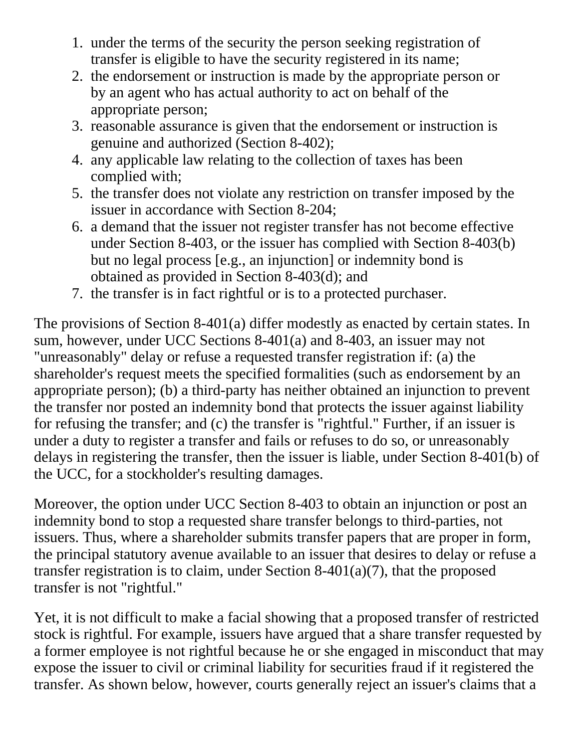1. under the terms of the security the person seeking registration of transfer is eligible to have the security registered in its name;
2. the endorsement or instruction is made by the appropriate person or by an agent who has actual authority to act on behalf of the appropriate person;
3. reasonable assurance is given that the endorsement or instruction is genuine and authorized (Section 8-402);
4. any applicable law relating to the collection of taxes has been complied with;
5. the transfer does not violate any restriction on transfer imposed by the issuer in accordance with Section 8-204;
6. a demand that the issuer not register transfer has not become effective under Section 8-403, or the issuer has complied with Section 8-403(b) but no legal process [e.g., an injunction] or indemnity bond is obtained as provided in Section 8-403(d); and
7. the transfer is in fact rightful or is to a protected purchaser.

The provisions of Section 8-401(a) differ modestly as enacted by certain states. In sum, however, under UCC Sections 8-401(a) and 8-403, an issuer may not "unreasonably" delay or refuse a requested transfer registration if: (a) the shareholder's request meets the specified formalities (such as endorsement by an appropriate person); (b) a third-party has neither obtained an injunction to prevent the transfer nor posted an indemnity bond that protects the issuer against liability for refusing the transfer; and (c) the transfer is "rightful." Further, if an issuer is under a duty to register a transfer and fails or refuses to do so, or unreasonably delays in registering the transfer, then the issuer is liable, under Section 8-401(b) of the UCC, for a stockholder's resulting damages.

Moreover, the option under UCC Section 8-403 to obtain an injunction or post an indemnity bond to stop a requested share transfer belongs to third-parties, not issuers. Thus, where a shareholder submits transfer papers that are proper in form, the principal statutory avenue available to an issuer that desires to delay or refuse a transfer registration is to claim, under Section 8-401(a)(7), that the proposed transfer is not "rightful."

Yet, it is not difficult to make a facial showing that a proposed transfer of restricted stock is rightful. For example, issuers have argued that a share transfer requested by a former employee is not rightful because he or she engaged in misconduct that may expose the issuer to civil or criminal liability for securities fraud if it registered the transfer. As shown below, however, courts generally reject an issuer's claims that a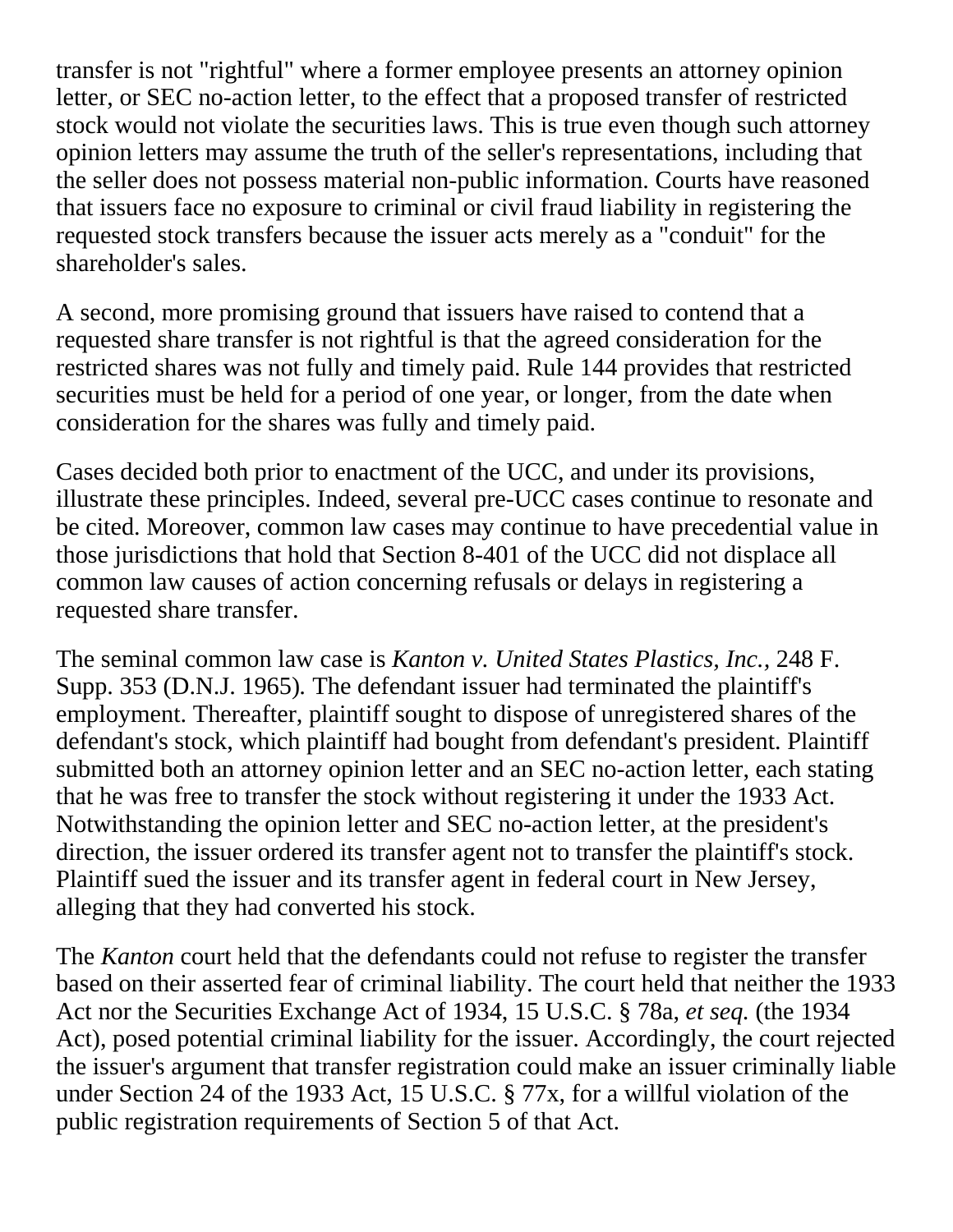transfer is not "rightful" where a former employee presents an attorney opinion letter, or SEC no-action letter, to the effect that a proposed transfer of restricted stock would not violate the securities laws. This is true even though such attorney opinion letters may assume the truth of the seller's representations, including that the seller does not possess material non-public information. Courts have reasoned that issuers face no exposure to criminal or civil fraud liability in registering the requested stock transfers because the issuer acts merely as a "conduit" for the shareholder's sales.

A second, more promising ground that issuers have raised to contend that a requested share transfer is not rightful is that the agreed consideration for the restricted shares was not fully and timely paid. Rule 144 provides that restricted securities must be held for a period of one year, or longer, from the date when consideration for the shares was fully and timely paid.

Cases decided both prior to enactment of the UCC, and under its provisions, illustrate these principles. Indeed, several pre-UCC cases continue to resonate and be cited. Moreover, common law cases may continue to have precedential value in those jurisdictions that hold that Section 8-401 of the UCC did not displace all common law causes of action concerning refusals or delays in registering a requested share transfer.

The seminal common law case is *Kanton v. United States Plastics, Inc.,* 248 F. Supp. 353 (D.N.J. 1965). The defendant issuer had terminated the plaintiff's employment. Thereafter, plaintiff sought to dispose of unregistered shares of the defendant's stock, which plaintiff had bought from defendant's president. Plaintiff submitted both an attorney opinion letter and an SEC no-action letter, each stating that he was free to transfer the stock without registering it under the 1933 Act. Notwithstanding the opinion letter and SEC no-action letter, at the president's direction, the issuer ordered its transfer agent not to transfer the plaintiff's stock. Plaintiff sued the issuer and its transfer agent in federal court in New Jersey, alleging that they had converted his stock.

The *Kanton* court held that the defendants could not refuse to register the transfer based on their asserted fear of criminal liability. The court held that neither the 1933 Act nor the Securities Exchange Act of 1934, 15 U.S.C. § 78a, *et seq.* (the 1934 Act), posed potential criminal liability for the issuer. Accordingly, the court rejected the issuer's argument that transfer registration could make an issuer criminally liable under Section 24 of the 1933 Act, 15 U.S.C. § 77x, for a willful violation of the public registration requirements of Section 5 of that Act.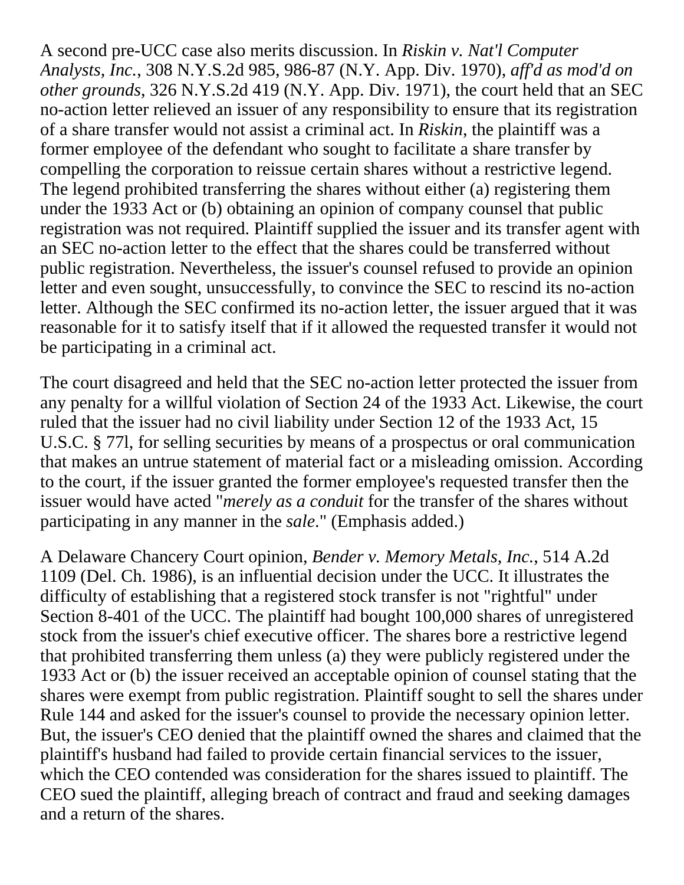A second pre-UCC case also merits discussion. In *Riskin v. Nat'l Computer Analysts, Inc.*, 308 N.Y.S.2d 985, 986-87 (N.Y. App. Div. 1970), *aff'd as mod'd on other grounds*, 326 N.Y.S.2d 419 (N.Y. App. Div. 1971), the court held that an SEC no-action letter relieved an issuer of any responsibility to ensure that its registration of a share transfer would not assist a criminal act. In *Riskin*, the plaintiff was a former employee of the defendant who sought to facilitate a share transfer by compelling the corporation to reissue certain shares without a restrictive legend. The legend prohibited transferring the shares without either (a) registering them under the 1933 Act or (b) obtaining an opinion of company counsel that public registration was not required. Plaintiff supplied the issuer and its transfer agent with an SEC no-action letter to the effect that the shares could be transferred without public registration. Nevertheless, the issuer's counsel refused to provide an opinion letter and even sought, unsuccessfully, to convince the SEC to rescind its no-action letter. Although the SEC confirmed its no-action letter, the issuer argued that it was reasonable for it to satisfy itself that if it allowed the requested transfer it would not be participating in a criminal act.

The court disagreed and held that the SEC no-action letter protected the issuer from any penalty for a willful violation of Section 24 of the 1933 Act. Likewise, the court ruled that the issuer had no civil liability under Section 12 of the 1933 Act, 15 U.S.C. § 77l, for selling securities by means of a prospectus or oral communication that makes an untrue statement of material fact or a misleading omission. According to the court, if the issuer granted the former employee's requested transfer then the issuer would have acted "*merely as a conduit* for the transfer of the shares without participating in any manner in the *sale*." (Emphasis added.)

A Delaware Chancery Court opinion, *Bender v. Memory Metals, Inc.*, 514 A.2d 1109 (Del. Ch. 1986), is an influential decision under the UCC. It illustrates the difficulty of establishing that a registered stock transfer is not "rightful" under Section 8-401 of the UCC. The plaintiff had bought 100,000 shares of unregistered stock from the issuer's chief executive officer. The shares bore a restrictive legend that prohibited transferring them unless (a) they were publicly registered under the 1933 Act or (b) the issuer received an acceptable opinion of counsel stating that the shares were exempt from public registration. Plaintiff sought to sell the shares under Rule 144 and asked for the issuer's counsel to provide the necessary opinion letter. But, the issuer's CEO denied that the plaintiff owned the shares and claimed that the plaintiff's husband had failed to provide certain financial services to the issuer, which the CEO contended was consideration for the shares issued to plaintiff. The CEO sued the plaintiff, alleging breach of contract and fraud and seeking damages and a return of the shares.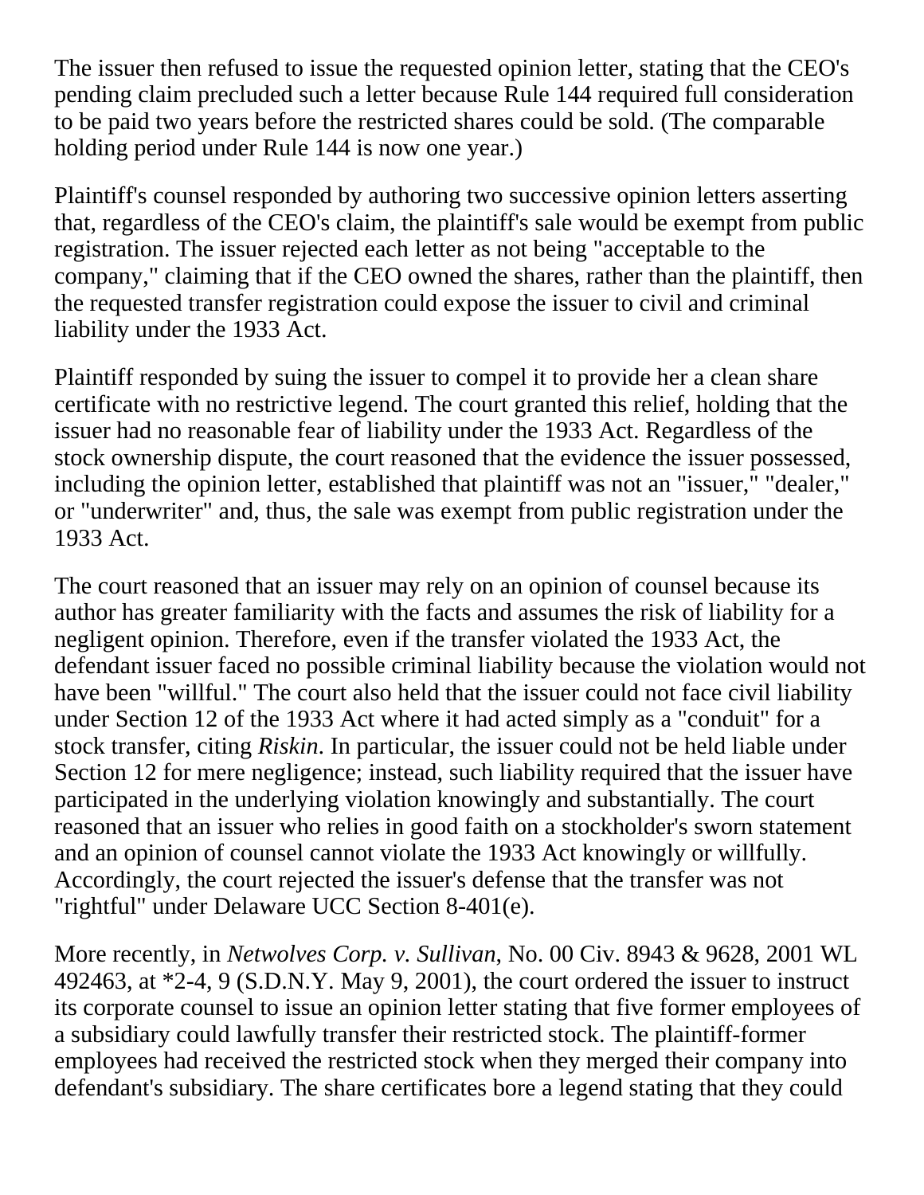The issuer then refused to issue the requested opinion letter, stating that the CEO's pending claim precluded such a letter because Rule 144 required full consideration to be paid two years before the restricted shares could be sold. (The comparable holding period under Rule 144 is now one year.)

Plaintiff's counsel responded by authoring two successive opinion letters asserting that, regardless of the CEO's claim, the plaintiff's sale would be exempt from public registration. The issuer rejected each letter as not being "acceptable to the company," claiming that if the CEO owned the shares, rather than the plaintiff, then the requested transfer registration could expose the issuer to civil and criminal liability under the 1933 Act.

Plaintiff responded by suing the issuer to compel it to provide her a clean share certificate with no restrictive legend. The court granted this relief, holding that the issuer had no reasonable fear of liability under the 1933 Act. Regardless of the stock ownership dispute, the court reasoned that the evidence the issuer possessed, including the opinion letter, established that plaintiff was not an "issuer," "dealer," or "underwriter" and, thus, the sale was exempt from public registration under the 1933 Act.

The court reasoned that an issuer may rely on an opinion of counsel because its author has greater familiarity with the facts and assumes the risk of liability for a negligent opinion. Therefore, even if the transfer violated the 1933 Act, the defendant issuer faced no possible criminal liability because the violation would not have been "willful." The court also held that the issuer could not face civil liability under Section 12 of the 1933 Act where it had acted simply as a "conduit" for a stock transfer, citing *Riskin*. In particular, the issuer could not be held liable under Section 12 for mere negligence; instead, such liability required that the issuer have participated in the underlying violation knowingly and substantially. The court reasoned that an issuer who relies in good faith on a stockholder's sworn statement and an opinion of counsel cannot violate the 1933 Act knowingly or willfully. Accordingly, the court rejected the issuer's defense that the transfer was not "rightful" under Delaware UCC Section 8-401(e).

More recently, in *Netwolves Corp. v. Sullivan*, No. 00 Civ. 8943 & 9628, 2001 WL 492463, at *2-4, 9 (S.D.N.Y. May 9, 2001), the court ordered the issuer to instruct its corporate counsel to issue an opinion letter stating that five former employees of a subsidiary could lawfully transfer their restricted stock. The plaintiff-former employees had received the restricted stock when they merged their company into defendant's subsidiary. The share certificates bore a legend stating that they could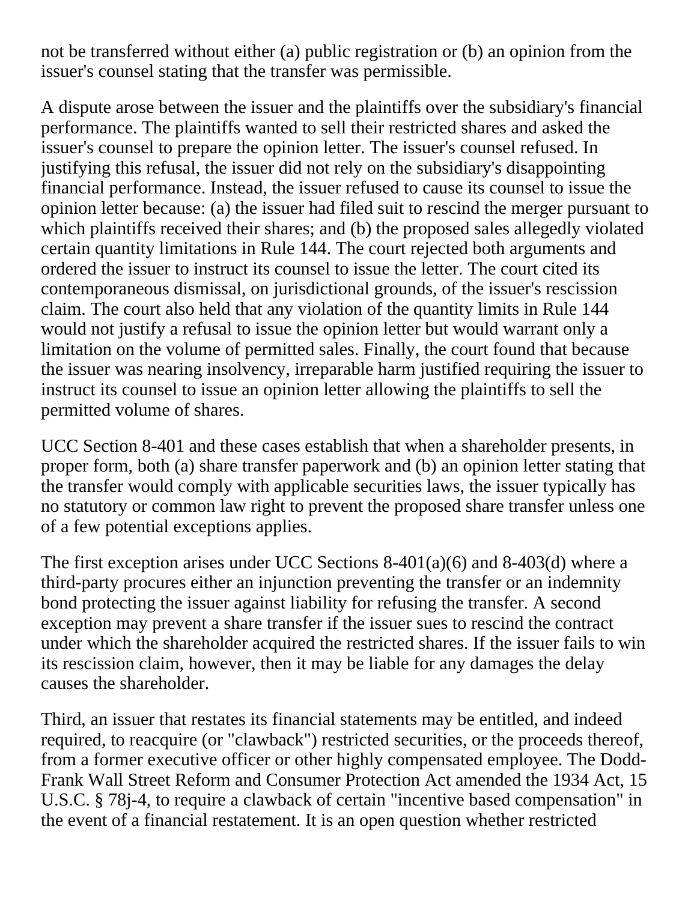not be transferred without either (a) public registration or (b) an opinion from the issuer's counsel stating that the transfer was permissible.

A dispute arose between the issuer and the plaintiffs over the subsidiary's financial performance. The plaintiffs wanted to sell their restricted shares and asked the issuer's counsel to prepare the opinion letter. The issuer's counsel refused. In justifying this refusal, the issuer did not rely on the subsidiary's disappointing financial performance. Instead, the issuer refused to cause its counsel to issue the opinion letter because: (a) the issuer had filed suit to rescind the merger pursuant to which plaintiffs received their shares; and (b) the proposed sales allegedly violated certain quantity limitations in Rule 144. The court rejected both arguments and ordered the issuer to instruct its counsel to issue the letter. The court cited its contemporaneous dismissal, on jurisdictional grounds, of the issuer's rescission claim. The court also held that any violation of the quantity limits in Rule 144 would not justify a refusal to issue the opinion letter but would warrant only a limitation on the volume of permitted sales. Finally, the court found that because the issuer was nearing insolvency, irreparable harm justified requiring the issuer to instruct its counsel to issue an opinion letter allowing the plaintiffs to sell the permitted volume of shares.

UCC Section 8-401 and these cases establish that when a shareholder presents, in proper form, both (a) share transfer paperwork and (b) an opinion letter stating that the transfer would comply with applicable securities laws, the issuer typically has no statutory or common law right to prevent the proposed share transfer unless one of a few potential exceptions applies.

The first exception arises under UCC Sections 8-401(a)(6) and 8-403(d) where a third-party procures either an injunction preventing the transfer or an indemnity bond protecting the issuer against liability for refusing the transfer. A second exception may prevent a share transfer if the issuer sues to rescind the contract under which the shareholder acquired the restricted shares. If the issuer fails to win its rescission claim, however, then it may be liable for any damages the delay causes the shareholder.

Third, an issuer that restates its financial statements may be entitled, and indeed required, to reacquire (or "clawback") restricted securities, or the proceeds thereof, from a former executive officer or other highly compensated employee. The Dodd-Frank Wall Street Reform and Consumer Protection Act amended the 1934 Act, 15 U.S.C. § 78j-4, to require a clawback of certain "incentive based compensation" in the event of a financial restatement. It is an open question whether restricted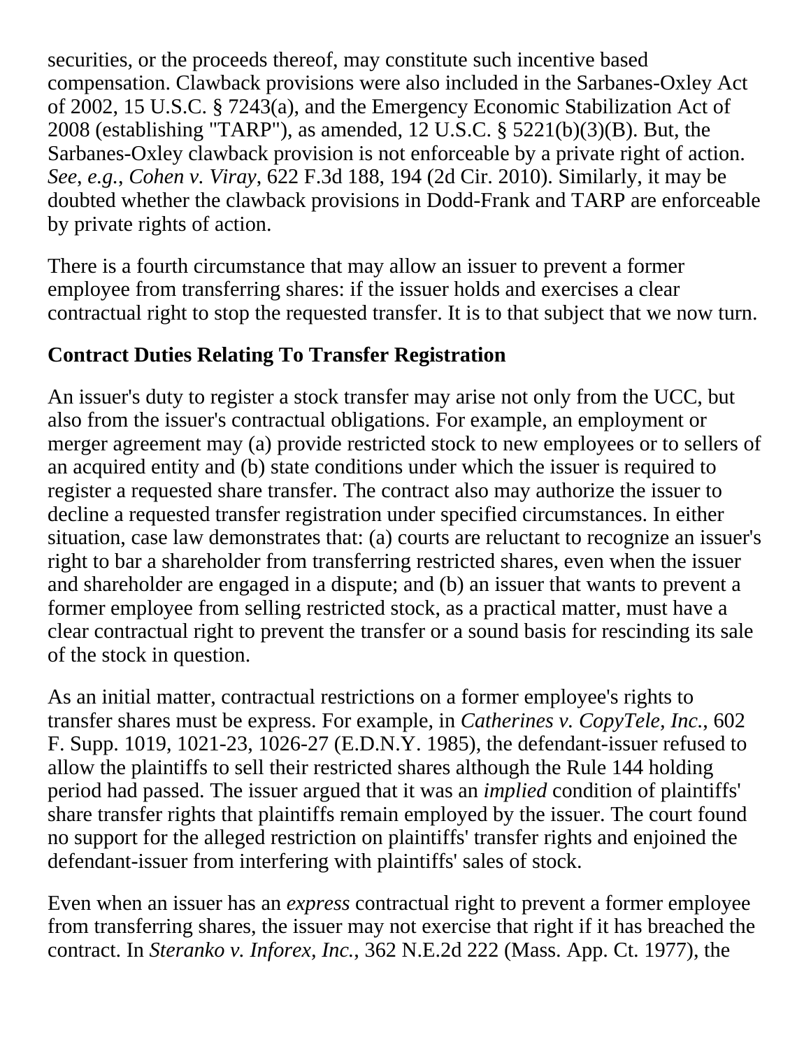securities, or the proceeds thereof, may constitute such incentive based compensation. Clawback provisions were also included in the Sarbanes-Oxley Act of 2002, 15 U.S.C. § 7243(a), and the Emergency Economic Stabilization Act of 2008 (establishing "TARP"), as amended, 12 U.S.C. § 5221(b)(3)(B). But, the Sarbanes-Oxley clawback provision is not enforceable by a private right of action. *See*, *e.g.*, *Cohen v. Viray*, 622 F.3d 188, 194 (2d Cir. 2010). Similarly, it may be doubted whether the clawback provisions in Dodd-Frank and TARP are enforceable by private rights of action.

There is a fourth circumstance that may allow an issuer to prevent a former employee from transferring shares: if the issuer holds and exercises a clear contractual right to stop the requested transfer. It is to that subject that we now turn.

**Contract Duties Relating To Transfer Registration**

An issuer's duty to register a stock transfer may arise not only from the UCC, but also from the issuer's contractual obligations. For example, an employment or merger agreement may (a) provide restricted stock to new employees or to sellers of an acquired entity and (b) state conditions under which the issuer is required to register a requested share transfer. The contract also may authorize the issuer to decline a requested transfer registration under specified circumstances. In either situation, case law demonstrates that: (a) courts are reluctant to recognize an issuer's right to bar a shareholder from transferring restricted shares, even when the issuer and shareholder are engaged in a dispute; and (b) an issuer that wants to prevent a former employee from selling restricted stock, as a practical matter, must have a clear contractual right to prevent the transfer or a sound basis for rescinding its sale of the stock in question.

As an initial matter, contractual restrictions on a former employee's rights to transfer shares must be express. For example, in *Catherines v. CopyTele, Inc.*, 602 F. Supp. 1019, 1021-23, 1026-27 (E.D.N.Y. 1985), the defendant-issuer refused to allow the plaintiffs to sell their restricted shares although the Rule 144 holding period had passed. The issuer argued that it was an *implied* condition of plaintiffs' share transfer rights that plaintiffs remain employed by the issuer. The court found no support for the alleged restriction on plaintiffs' transfer rights and enjoined the defendant-issuer from interfering with plaintiffs' sales of stock.

Even when an issuer has an *express* contractual right to prevent a former employee from transferring shares, the issuer may not exercise that right if it has breached the contract. In *Steranko v. Inforex, Inc.*, 362 N.E.2d 222 (Mass. App. Ct. 1977), the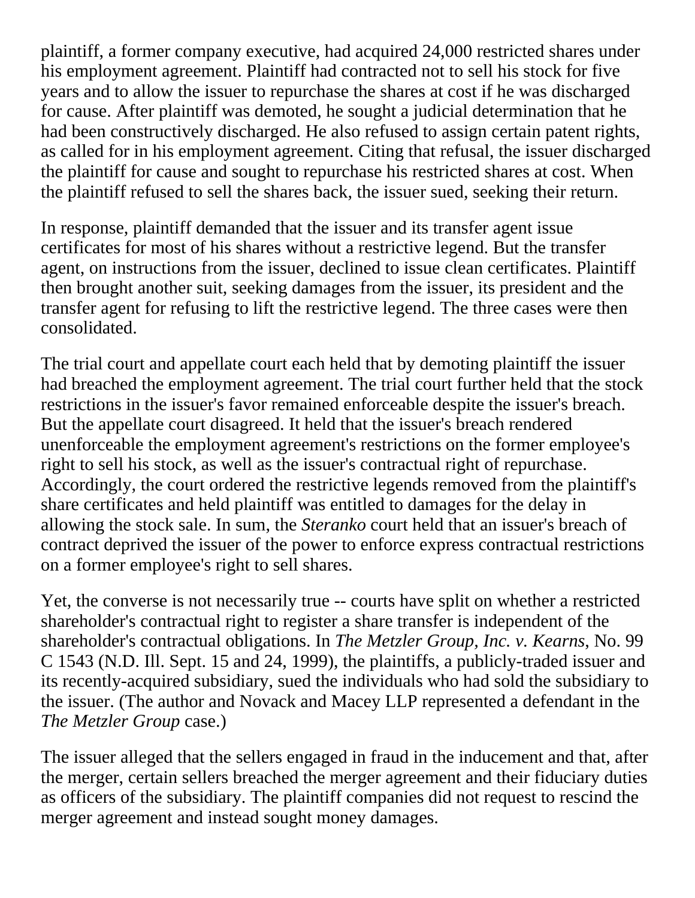plaintiff, a former company executive, had acquired 24,000 restricted shares under his employment agreement. Plaintiff had contracted not to sell his stock for five years and to allow the issuer to repurchase the shares at cost if he was discharged for cause. After plaintiff was demoted, he sought a judicial determination that he had been constructively discharged. He also refused to assign certain patent rights, as called for in his employment agreement. Citing that refusal, the issuer discharged the plaintiff for cause and sought to repurchase his restricted shares at cost. When the plaintiff refused to sell the shares back, the issuer sued, seeking their return.

In response, plaintiff demanded that the issuer and its transfer agent issue certificates for most of his shares without a restrictive legend. But the transfer agent, on instructions from the issuer, declined to issue clean certificates. Plaintiff then brought another suit, seeking damages from the issuer, its president and the transfer agent for refusing to lift the restrictive legend. The three cases were then consolidated.

The trial court and appellate court each held that by demoting plaintiff the issuer had breached the employment agreement. The trial court further held that the stock restrictions in the issuer's favor remained enforceable despite the issuer's breach. But the appellate court disagreed. It held that the issuer's breach rendered unenforceable the employment agreement's restrictions on the former employee's right to sell his stock, as well as the issuer's contractual right of repurchase. Accordingly, the court ordered the restrictive legends removed from the plaintiff's share certificates and held plaintiff was entitled to damages for the delay in allowing the stock sale. In sum, the *Steranko* court held that an issuer's breach of contract deprived the issuer of the power to enforce express contractual restrictions on a former employee's right to sell shares.

Yet, the converse is not necessarily true -- courts have split on whether a restricted shareholder's contractual right to register a share transfer is independent of the shareholder's contractual obligations. In *The Metzler Group, Inc. v. Kearns*, No. 99 C 1543 (N.D. Ill. Sept. 15 and 24, 1999), the plaintiffs, a publicly-traded issuer and its recently-acquired subsidiary, sued the individuals who had sold the subsidiary to the issuer. (The author and Novack and Macey LLP represented a defendant in the *The Metzler Group* case.)

The issuer alleged that the sellers engaged in fraud in the inducement and that, after the merger, certain sellers breached the merger agreement and their fiduciary duties as officers of the subsidiary. The plaintiff companies did not request to rescind the merger agreement and instead sought money damages.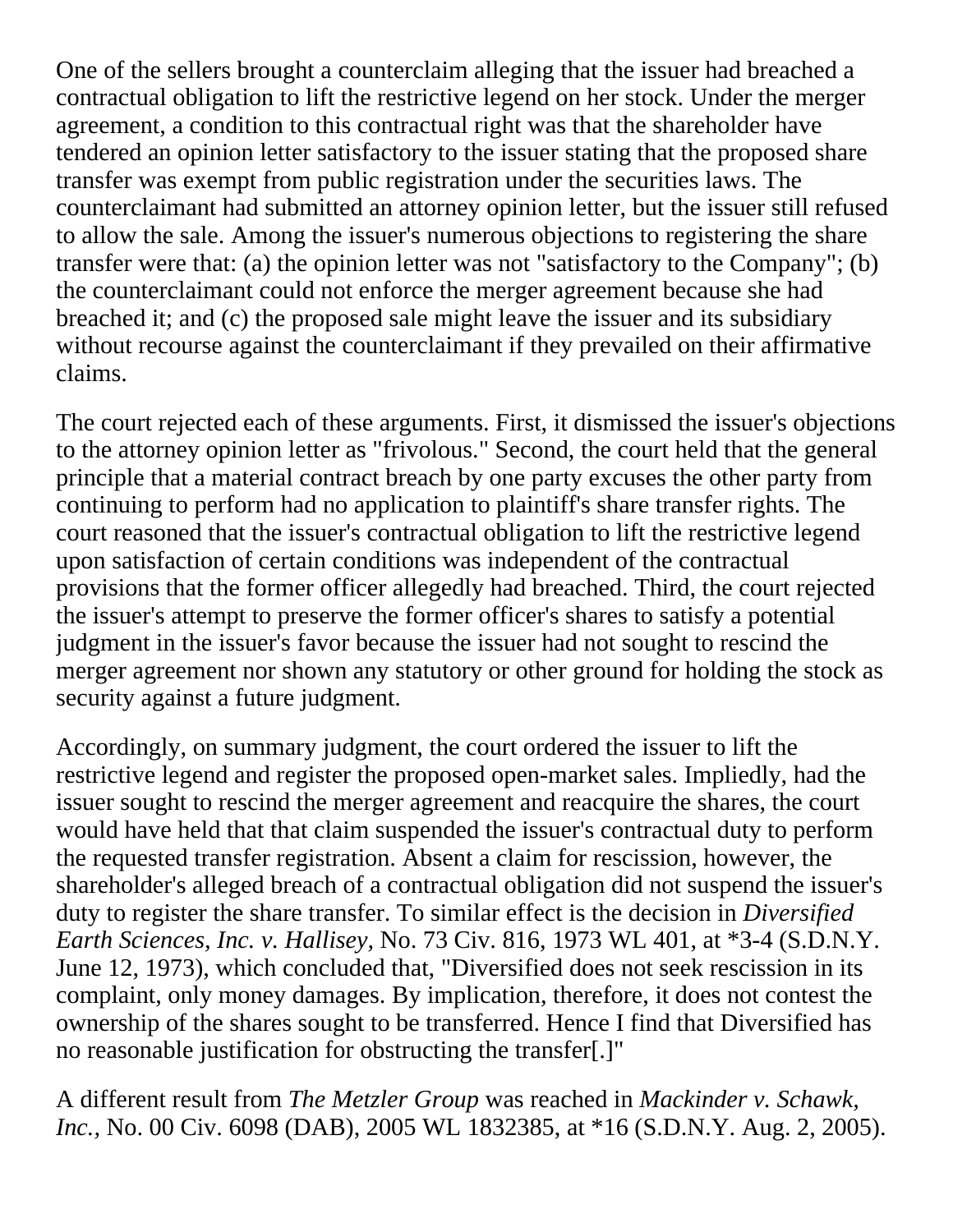One of the sellers brought a counterclaim alleging that the issuer had breached a contractual obligation to lift the restrictive legend on her stock. Under the merger agreement, a condition to this contractual right was that the shareholder have tendered an opinion letter satisfactory to the issuer stating that the proposed share transfer was exempt from public registration under the securities laws. The counterclaimant had submitted an attorney opinion letter, but the issuer still refused to allow the sale. Among the issuer's numerous objections to registering the share transfer were that: (a) the opinion letter was not "satisfactory to the Company"; (b) the counterclaimant could not enforce the merger agreement because she had breached it; and (c) the proposed sale might leave the issuer and its subsidiary without recourse against the counterclaimant if they prevailed on their affirmative claims.

The court rejected each of these arguments. First, it dismissed the issuer's objections to the attorney opinion letter as "frivolous." Second, the court held that the general principle that a material contract breach by one party excuses the other party from continuing to perform had no application to plaintiff's share transfer rights. The court reasoned that the issuer's contractual obligation to lift the restrictive legend upon satisfaction of certain conditions was independent of the contractual provisions that the former officer allegedly had breached. Third, the court rejected the issuer's attempt to preserve the former officer's shares to satisfy a potential judgment in the issuer's favor because the issuer had not sought to rescind the merger agreement nor shown any statutory or other ground for holding the stock as security against a future judgment.

Accordingly, on summary judgment, the court ordered the issuer to lift the restrictive legend and register the proposed open-market sales. Impliedly, had the issuer sought to rescind the merger agreement and reacquire the shares, the court would have held that that claim suspended the issuer's contractual duty to perform the requested transfer registration. Absent a claim for rescission, however, the shareholder's alleged breach of a contractual obligation did not suspend the issuer's duty to register the share transfer. To similar effect is the decision in *Diversified Earth Sciences, Inc. v. Hallisey*, No. 73 Civ. 816, 1973 WL 401, at *3-4 (S.D.N.Y. June 12, 1973), which concluded that, "Diversified does not seek rescission in its complaint, only money damages. By implication, therefore, it does not contest the ownership of the shares sought to be transferred. Hence I find that Diversified has no reasonable justification for obstructing the transfer[.]"

A different result from *The Metzler Group* was reached in *Mackinder v. Schawk, Inc.*, No. 00 Civ. 6098 (DAB), 2005 WL 1832385, at *16 (S.D.N.Y. Aug. 2, 2005).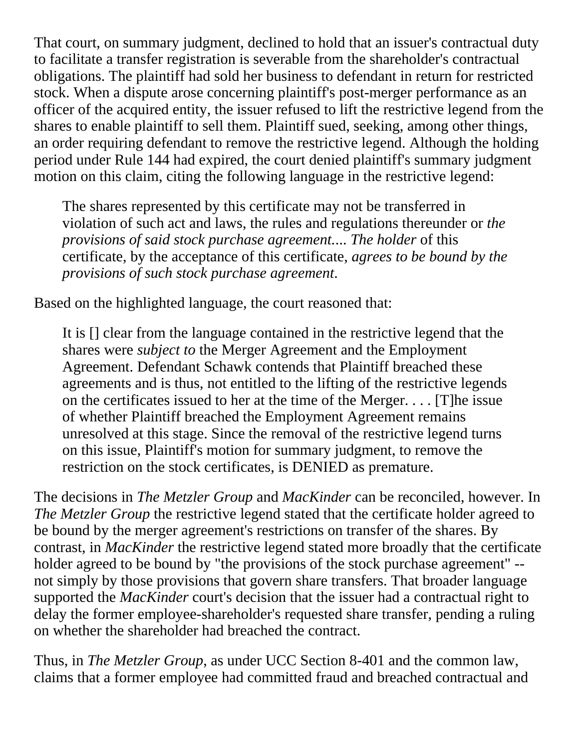That court, on summary judgment, declined to hold that an issuer's contractual duty to facilitate a transfer registration is severable from the shareholder's contractual obligations. The plaintiff had sold her business to defendant in return for restricted stock. When a dispute arose concerning plaintiff's post-merger performance as an officer of the acquired entity, the issuer refused to lift the restrictive legend from the shares to enable plaintiff to sell them. Plaintiff sued, seeking, among other things, an order requiring defendant to remove the restrictive legend. Although the holding period under Rule 144 had expired, the court denied plaintiff's summary judgment motion on this claim, citing the following language in the restrictive legend:

> The shares represented by this certificate may not be transferred in violation of such act and laws, the rules and regulations thereunder or *the provisions of said stock purchase agreement.... The holder* of this certificate, by the acceptance of this certificate, *agrees to be bound by the provisions of such stock purchase agreement*.

Based on the highlighted language, the court reasoned that:

> It is [] clear from the language contained in the restrictive legend that the shares were *subject to* the Merger Agreement and the Employment Agreement. Defendant Schawk contends that Plaintiff breached these agreements and is thus, not entitled to the lifting of the restrictive legends on the certificates issued to her at the time of the Merger. . . . [T]he issue of whether Plaintiff breached the Employment Agreement remains unresolved at this stage. Since the removal of the restrictive legend turns on this issue, Plaintiff's motion for summary judgment, to remove the restriction on the stock certificates, is DENIED as premature.

The decisions in *The Metzler Group* and *MacKinder* can be reconciled, however. In *The Metzler Group* the restrictive legend stated that the certificate holder agreed to be bound by the merger agreement's restrictions on transfer of the shares. By contrast, in *MacKinder* the restrictive legend stated more broadly that the certificate holder agreed to be bound by "the provisions of the stock purchase agreement" -- not simply by those provisions that govern share transfers. That broader language supported the *MacKinder* court's decision that the issuer had a contractual right to delay the former employee-shareholder's requested share transfer, pending a ruling on whether the shareholder had breached the contract.

Thus, in *The Metzler Group*, as under UCC Section 8-401 and the common law, claims that a former employee had committed fraud and breached contractual and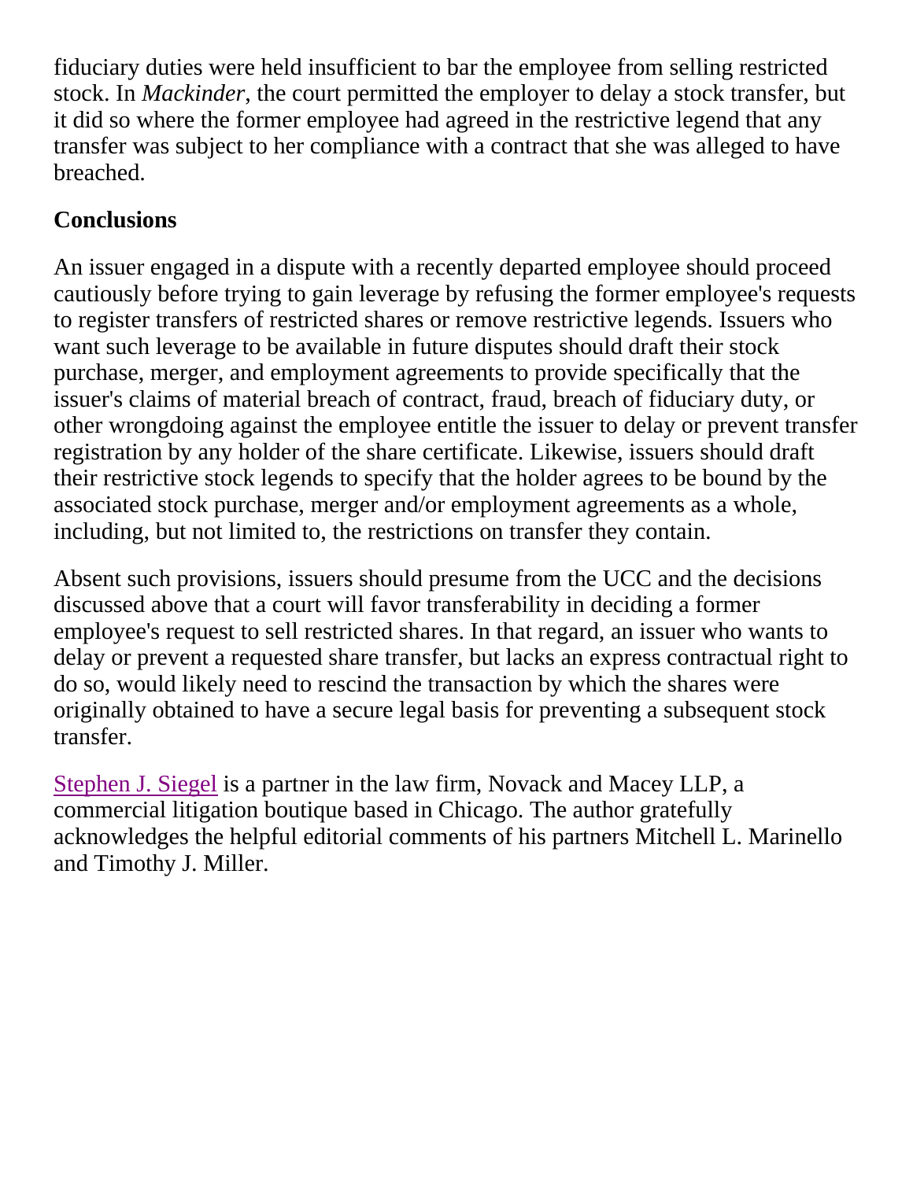fiduciary duties were held insufficient to bar the employee from selling restricted stock. In *Mackinder*, the court permitted the employer to delay a stock transfer, but it did so where the former employee had agreed in the restrictive legend that any transfer was subject to her compliance with a contract that she was alleged to have breached.

**Conclusions**

An issuer engaged in a dispute with a recently departed employee should proceed cautiously before trying to gain leverage by refusing the former employee's requests to register transfers of restricted shares or remove restrictive legends. Issuers who want such leverage to be available in future disputes should draft their stock purchase, merger, and employment agreements to provide specifically that the issuer's claims of material breach of contract, fraud, breach of fiduciary duty, or other wrongdoing against the employee entitle the issuer to delay or prevent transfer registration by any holder of the share certificate. Likewise, issuers should draft their restrictive stock legends to specify that the holder agrees to be bound by the associated stock purchase, merger and/or employment agreements as a whole, including, but not limited to, the restrictions on transfer they contain.

Absent such provisions, issuers should presume from the UCC and the decisions discussed above that a court will favor transferability in deciding a former employee's request to sell restricted shares. In that regard, an issuer who wants to delay or prevent a requested share transfer, but lacks an express contractual right to do so, would likely need to rescind the transaction by which the shares were originally obtained to have a secure legal basis for preventing a subsequent stock transfer.

Stephen J. Siegel is a partner in the law firm, Novack and Macey LLP, a commercial litigation boutique based in Chicago. The author gratefully acknowledges the helpful editorial comments of his partners Mitchell L. Marinello and Timothy J. Miller.